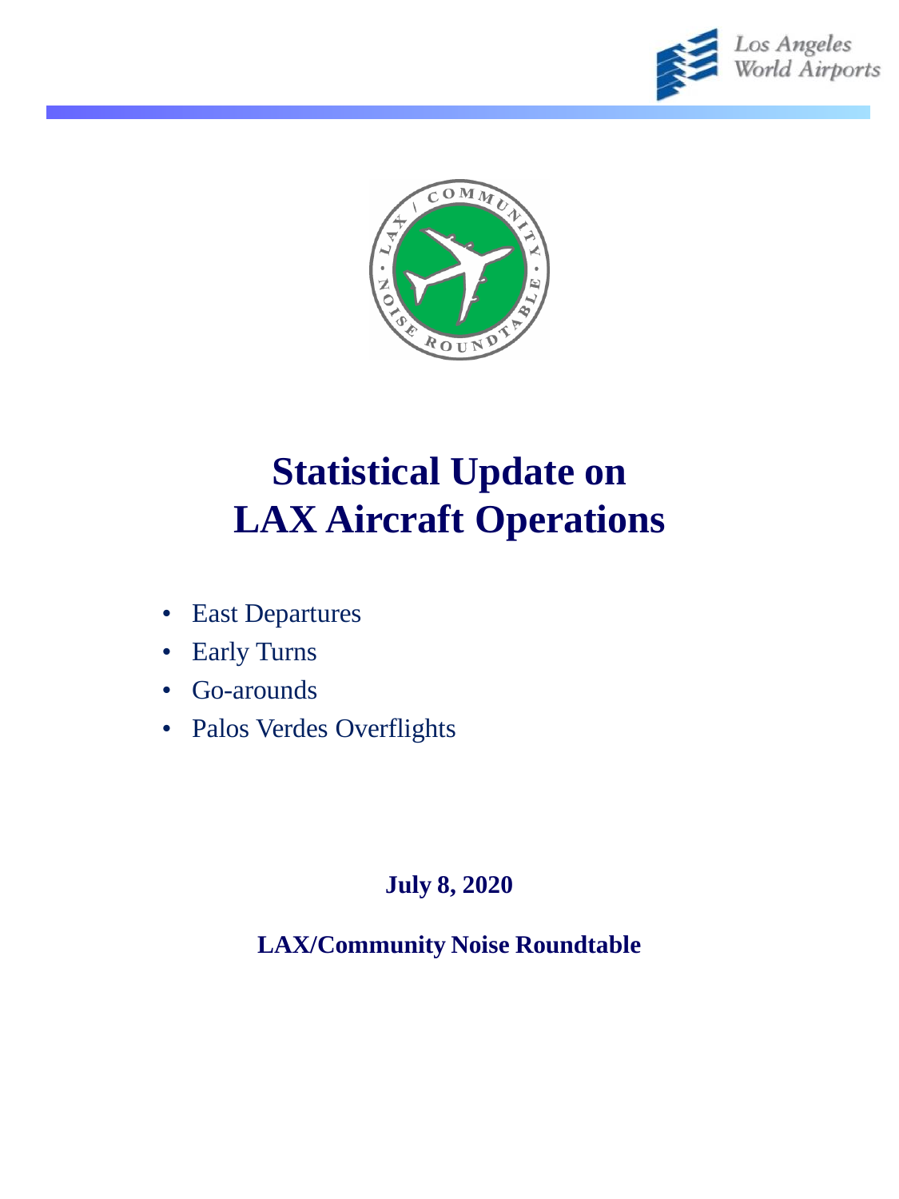# Statistical Update on LAX Aircraft Operations

- East Departures
- Early Turns
- Go-arounds
- Palos Verdes Overflights

**July 8, 2020**

**LAX/Community Noise Roundtable**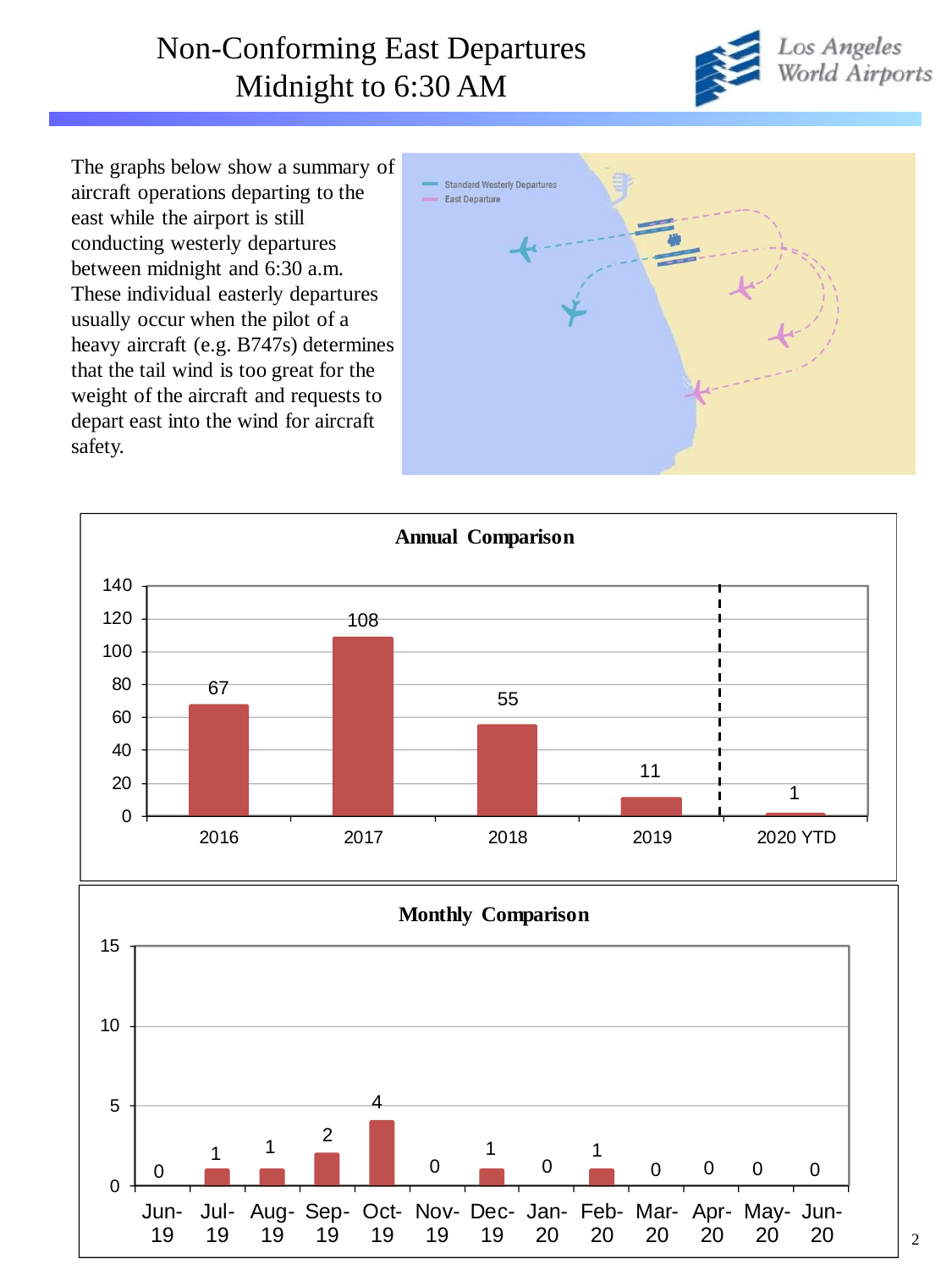# Non-Conforming East Departures Midnight to 6:30 AM

The graphs below show a summary of aircraft operations departing to the east while the airport is still conducting westerly departures between midnight and 6:30 a.m. These individual easterly departures usually occur when the pilot of a heavy aircraft (e.g. B747s) determines that the tail wind is too great for the weight of the aircraft and requests to depart east into the wind for aircraft safety.

**Annual Comparison**

| Year | Departures |
|---|---|
| 2016 | 67 |
| 2017 | 108 |
| 2018 | 55 |
| 2019 | 11 |
| 2020 YTD | 1 |

**Monthly Comparison**

| Month | Departures |
|---|---|
| Jun-19 | 0 |
| Jul-19 | 1 |
| Aug-19 | 1 |
| Sep-19 | 2 |
| Oct-19 | 4 |
| Nov-19 | 0 |
| Dec-19 | 1 |
| Jan-20 | 0 |
| Feb-20 | 1 |
| Mar-20 | 0 |
| Apr-20 | 0 |
| May-20 | 0 |
| Jun-20 | 0 |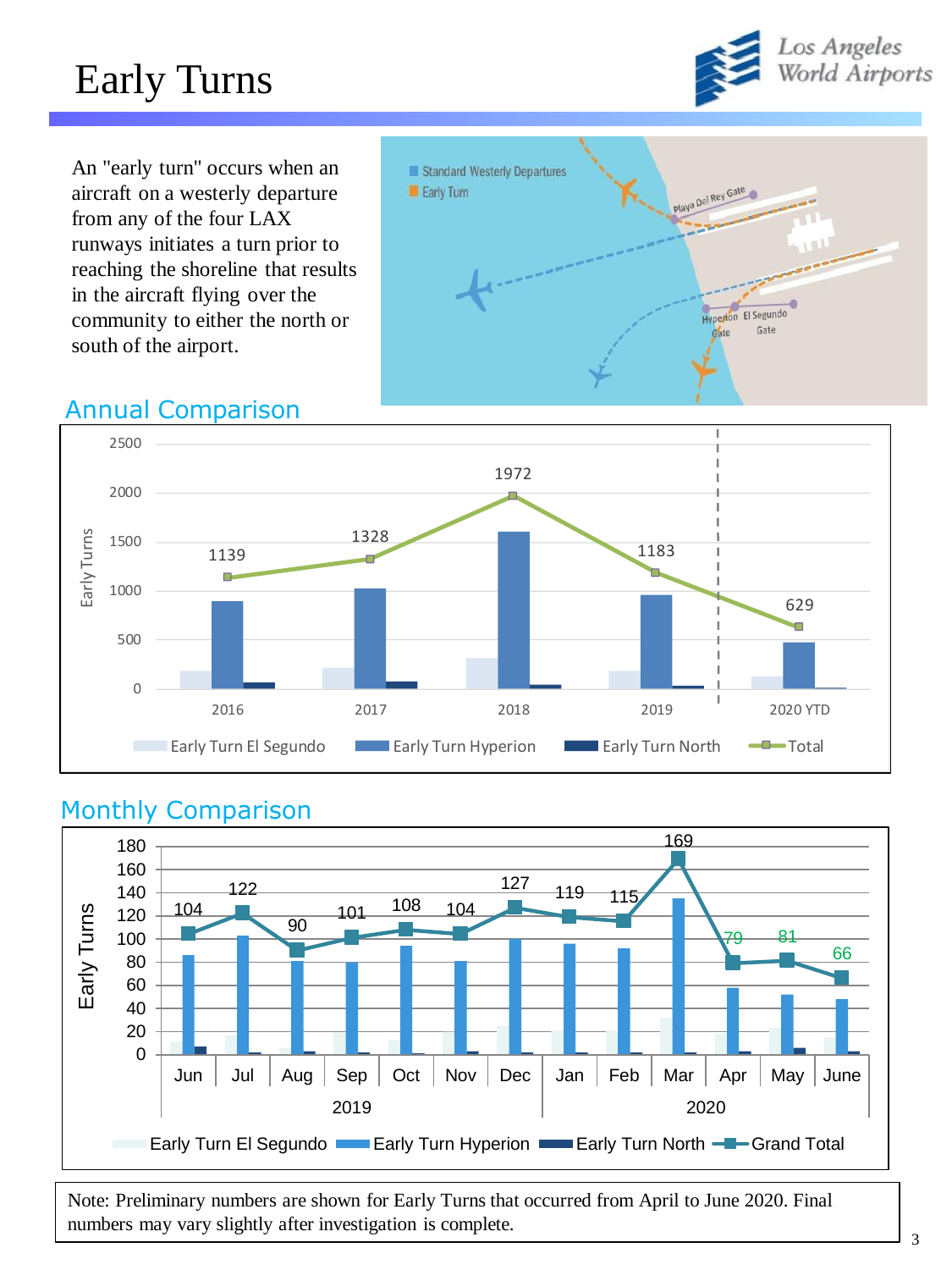# Early Turns

An "early turn" occurs when an aircraft on a westerly departure from any of the four LAX runways initiates a turn prior to reaching the shoreline that results in the aircraft flying over the community to either the north or south of the airport.

Standard Westerly Departures
Early Turn
Playa Del Rey Gate
Hyperion Gate
El Segundo Gate

## Annual Comparison

| Year | Total |
|---|---|
| 2016 | 1139 |
| 2017 | 1328 |
| 2018 | 1972 |
| 2019 | 1183 |
| 2020 YTD | 629 |

Early Turn El Segundo, Early Turn Hyperion, Early Turn North, Total

## Monthly Comparison

| Year | Month | Grand Total |
|---|---|---|
| 2019 | Jun | 104 |
| 2019 | Jul | 122 |
| 2019 | Aug | 90 |
| 2019 | Sep | 101 |
| 2019 | Oct | 108 |
| 2019 | Nov | 104 |
| 2019 | Dec | 127 |
| 2020 | Jan | 119 |
| 2020 | Feb | 115 |
| 2020 | Mar | 169 |
| 2020 | Apr | 79 |
| 2020 | May | 81 |
| 2020 | June | 66 |

Early Turn El Segundo, Early Turn Hyperion, Early Turn North, Grand Total

Note: Preliminary numbers are shown for Early Turns that occurred from April to June 2020. Final numbers may vary slightly after investigation is complete.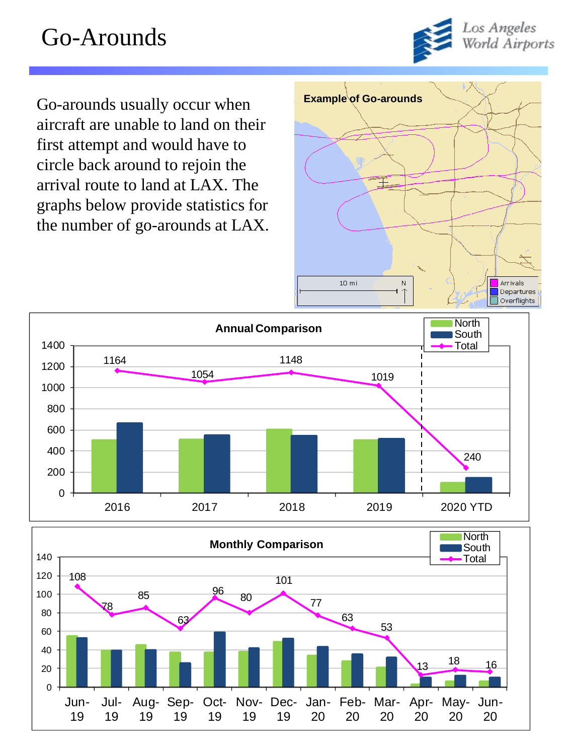# Go-Arounds

Go-arounds usually occur when aircraft are unable to land on their first attempt and would have to circle back around to rejoin the arrival route to land at LAX. The graphs below provide statistics for the number of go-arounds at LAX.

**Example of Go-arounds**

10 mi

Arrivals
Departures
Overflights

**Annual Comparison**

| | 2016 | 2017 | 2018 | 2019 | 2020 YTD |
|---|---|---|---|---|---|
| Total | 1164 | 1054 | 1148 | 1019 | 240 |

**Monthly Comparison**

| | Jun-19 | Jul-19 | Aug-19 | Sep-19 | Oct-19 | Nov-19 | Dec-19 | Jan-20 | Feb-20 | Mar-20 | Apr-20 | May-20 | Jun-20 |
|---|---|---|---|---|---|---|---|---|---|---|---|---|---|
| Total | 108 | 78 | 85 | 63 | 96 | 80 | 101 | 77 | 63 | 53 | 13 | 18 | 16 |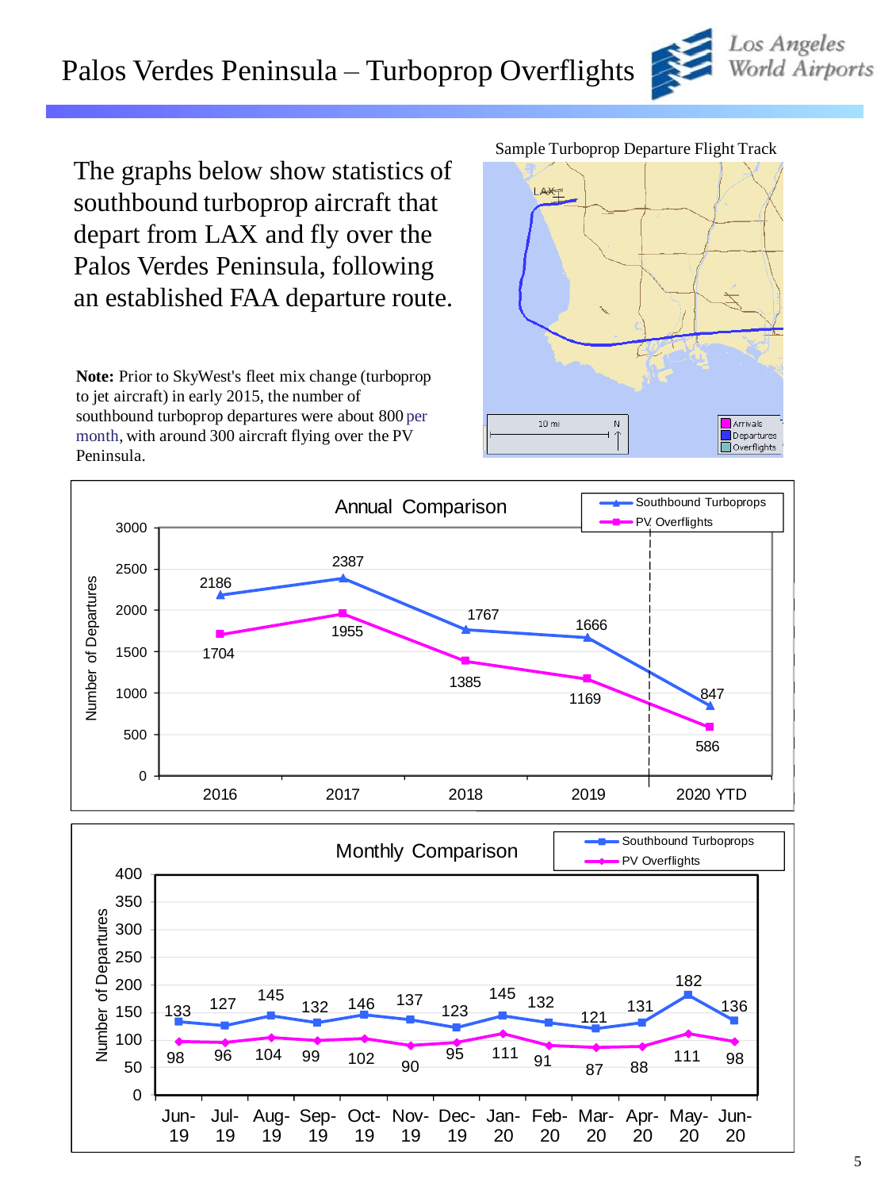# Palos Verdes Peninsula – Turboprop Overflights

The graphs below show statistics of southbound turboprop aircraft that depart from LAX and fly over the Palos Verdes Peninsula, following an established FAA departure route.

**Note:** Prior to SkyWest's fleet mix change (turboprop to jet aircraft) in early 2015, the number of southbound turboprop departures were about 800 per month, with around 300 aircraft flying over the PV Peninsula.

Sample Turboprop Departure Flight Track

**Annual Comparison**

| Year | Southbound Turboprops | PV Overflights |
|---|---|---|
| 2016 | 2186 | 1704 |
| 2017 | 2387 | 1955 |
| 2018 | 1767 | 1385 |
| 2019 | 1666 | 1169 |
| 2020 YTD | 847 | 586 |

**Monthly Comparison**

| Month | Southbound Turboprops | PV Overflights |
|---|---|---|
| Jun-19 | 133 | 98 |
| Jul-19 | 127 | 96 |
| Aug-19 | 145 | 104 |
| Sep-19 | 132 | 99 |
| Oct-19 | 146 | 102 |
| Nov-19 | 137 | 90 |
| Dec-19 | 123 | 95 |
| Jan-20 | 145 | 111 |
| Feb-20 | 132 | 91 |
| Mar-20 | 121 | 87 |
| Apr-20 | 131 | 88 |
| May-20 | 182 | 111 |
| Jun-20 | 136 | 98 |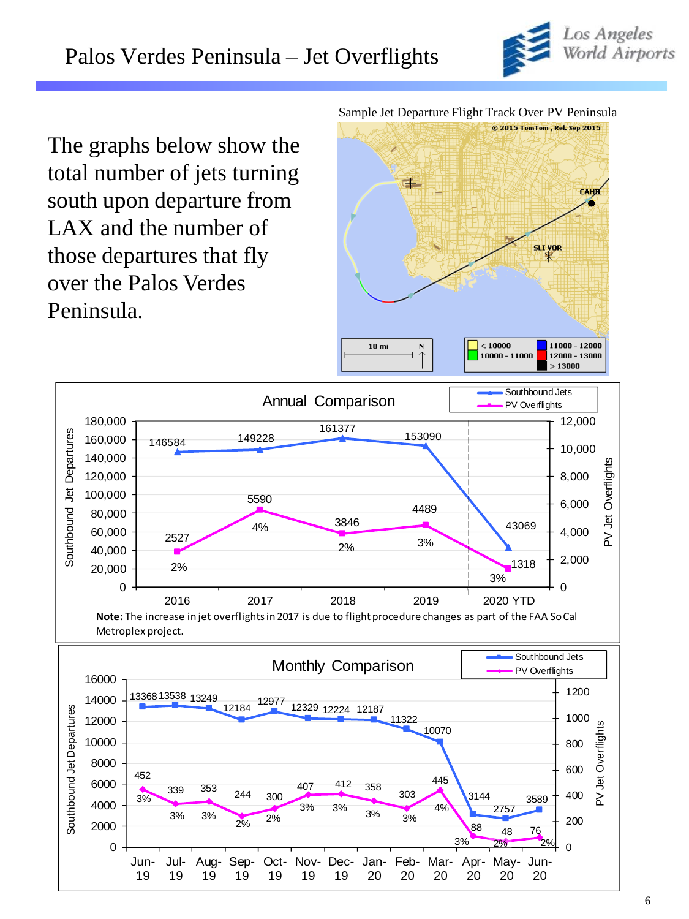# Palos Verdes Peninsula – Jet Overflights

The graphs below show the total number of jets turning south upon departure from LAX and the number of those departures that fly over the Palos Verdes Peninsula.

Sample Jet Departure Flight Track Over PV Peninsula

## Annual Comparison

| Year | Southbound Jets | PV Overflights | % |
|---|---|---|---|
| 2016 | 146584 | 2527 | 2% |
| 2017 | 149228 | 5590 | 4% |
| 2018 | 161377 | 3846 | 2% |
| 2019 | 153090 | 4489 | 3% |
| 2020 YTD | 43069 | 1318 | 3% |

**Note:** The increase in jet overflights in 2017 is due to flight procedure changes as part of the FAA So Cal Metroplex project.

## Monthly Comparison

| Month | Southbound Jets | PV Overflights | % |
|---|---|---|---|
| Jun-19 | 13368 | 452 | 3% |
| Jul-19 | 13538 | 339 | 3% |
| Aug-19 | 13249 | 353 | 3% |
| Sep-19 | 12184 | 244 | 2% |
| Oct-19 | 12977 | 300 | 2% |
| Nov-19 | 12329 | 407 | 3% |
| Dec-19 | 12224 | 412 | 3% |
| Jan-20 | 12187 | 358 | 3% |
| Feb-20 | 11322 | 303 | 3% |
| Mar-20 | 10070 | 445 | 4% |
| Apr-20 | 3144 | 88 | 3% |
| May-20 | 2757 | 48 | 2% |
| Jun-20 | 3589 | 76 | 2% |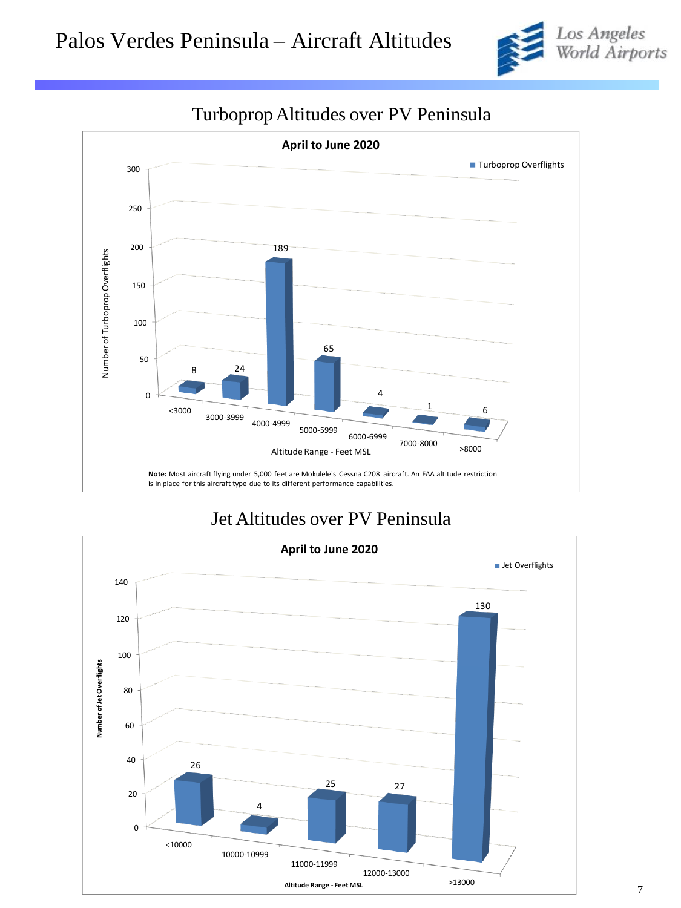# Palos Verdes Peninsula – Aircraft Altitudes

Los Angeles World Airports

## Turboprop Altitudes over PV Peninsula

April to June 2020

Turboprop Overflights

Number of Turboprop Overflights

300
250
200
150
100
50
0

8
24
189
65
4
1
6

<3000
3000-3999
4000-4999
5000-5999
6000-6999
7000-8000
>8000

Altitude Range - Feet MSL

**Note:** Most aircraft flying under 5,000 feet are Mokulele's Cessna C208 aircraft. An FAA altitude restriction is in place for this aircraft type due to its different performance capabilities.

## Jet Altitudes over PV Peninsula

April to June 2020

Jet Overflights

Number of Jet Overflights

140
120
100
80
60
40
20
0

26
4
25
27
130

<10000
10000-10999
11000-11999
12000-13000
>13000

Altitude Range - Feet MSL